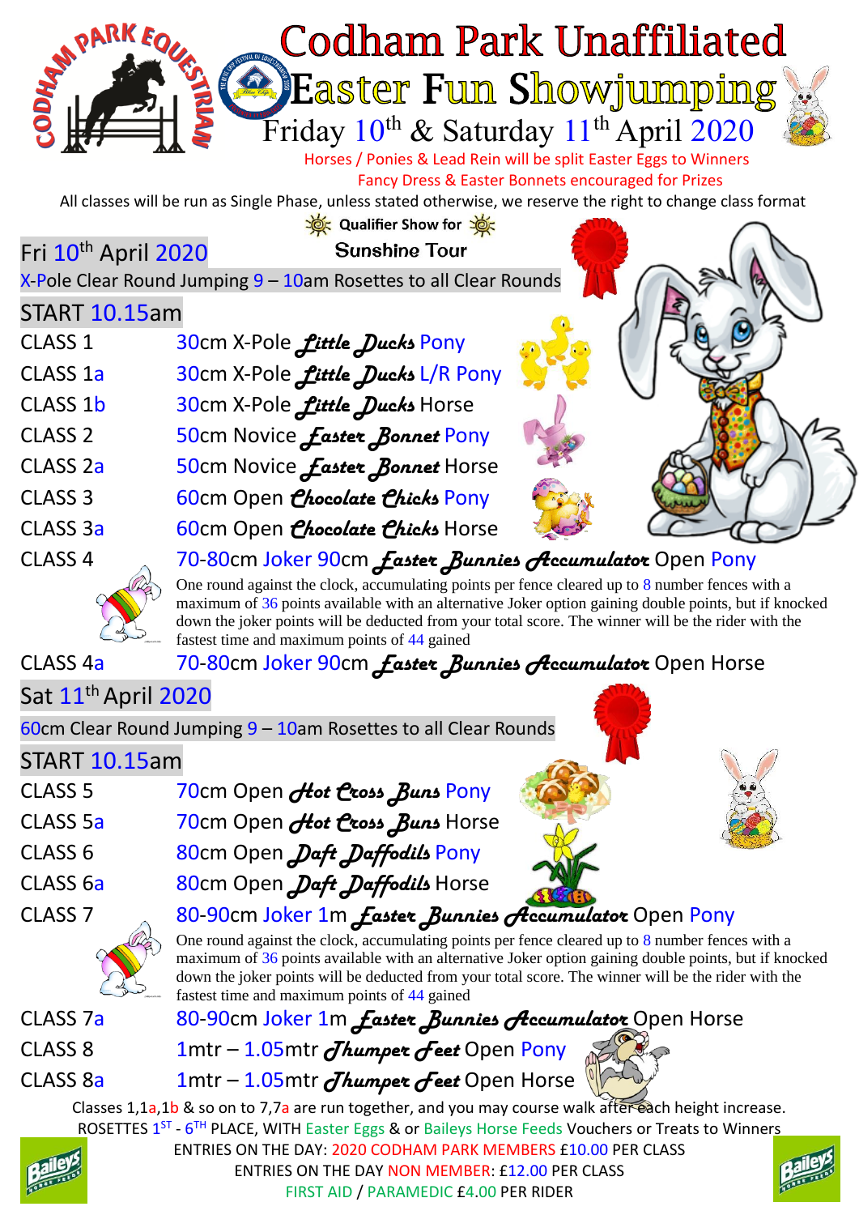# Codham Park Unaffiliated Easter Fun Showjumping

## Friday 10th & Saturday 11th April 2020

Horses / Ponies & Lead Rein will be split Easter Eggs to Winners

Fancy Dress & Easter Bonnets encouraged for Prizes

All classes will be run as Single Phase, unless stated otherwise, we reserve the right to change class format

Qualifier Show for

**Sunshine Tour**

## Fri 10th April 2020

X-Pole Clear Round Jumping 9 – 10am Rosettes to all Clear Rounds

### START 10.15am

| | |
|---|---|
| CLASS 1 | 30cm X-Pole *Little Ducks* Pony |
| CLASS 1a | 30cm X-Pole *Little Ducks* L/R Pony |
| CLASS 1b | 30cm X-Pole *Little Ducks* Horse |
| CLASS 2 | 50cm Novice *Easter Bonnet* Pony |
| CLASS 2a | 50cm Novice *Easter Bonnet* Horse |
| CLASS 3 | 60cm Open *Chocolate Chicks* Pony |
| CLASS 3a | 60cm Open *Chocolate Chicks* Horse |
| CLASS 4 | 70-80cm Joker 90cm *Easter Bunnies Accumulator* Open Pony |

One round against the clock, accumulating points per fence cleared up to 8 number fences with a maximum of 36 points available with an alternative Joker option gaining double points, but if knocked down the joker points will be deducted from your total score. The winner will be the rider with the fastest time and maximum points of 44 gained

| | |
|---|---|
| CLASS 4a | 70-80cm Joker 90cm *Easter Bunnies Accumulator* Open Horse |

## Sat 11th April 2020

60cm Clear Round Jumping 9 – 10am Rosettes to all Clear Rounds

### START 10.15am

| | |
|---|---|
| CLASS 5 | 70cm Open *Hot Cross Buns* Pony |
| CLASS 5a | 70cm Open *Hot Cross Buns* Horse |
| CLASS 6 | 80cm Open *Daft Daffodils* Pony |
| CLASS 6a | 80cm Open *Daft Daffodils* Horse |
| CLASS 7 | 80-90cm Joker 1m *Easter Bunnies Accumulator* Open Pony |

One round against the clock, accumulating points per fence cleared up to 8 number fences with a maximum of 36 points available with an alternative Joker option gaining double points, but if knocked down the joker points will be deducted from your total score. The winner will be the rider with the fastest time and maximum points of 44 gained

| | |
|---|---|
| CLASS 7a | 80-90cm Joker 1m *Easter Bunnies Accumulator* Open Horse |
| CLASS 8 | 1mtr – 1.05mtr *Thumper Feet* Open Pony |
| CLASS 8a | 1mtr – 1.05mtr *Thumper Feet* Open Horse |

Classes 1,1a,1b & so on to 7,7a are run together, and you may course walk after each height increase.

ROSETTES 1ST - 6TH PLACE, WITH Easter Eggs & or Baileys Horse Feeds Vouchers or Treats to Winners

ENTRIES ON THE DAY: 2020 CODHAM PARK MEMBERS £10.00 PER CLASS

ENTRIES ON THE DAY NON MEMBER: £12.00 PER CLASS

FIRST AID / PARAMEDIC £4.00 PER RIDER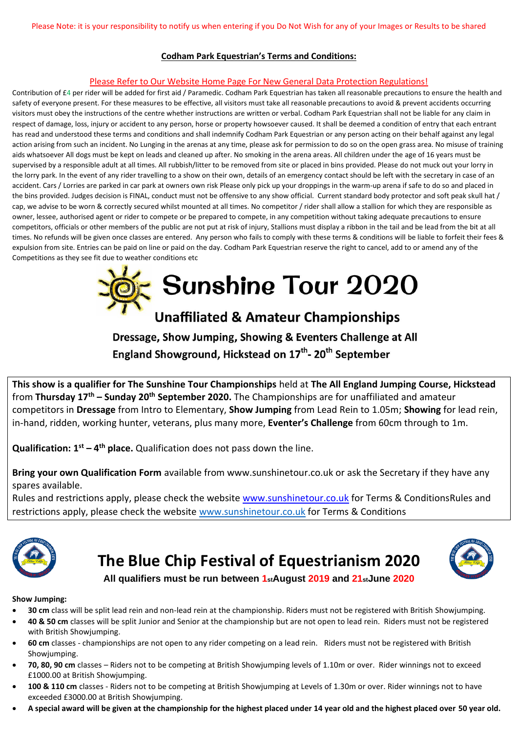Please Note: it is your responsibility to notify us when entering if you Do Not Wish for any of your Images or Results to be shared

**Codham Park Equestrian's Terms and Conditions:**

Please Refer to Our Website Home Page For New General Data Protection Regulations!

Contribution of £4 per rider will be added for first aid / Paramedic. Codham Park Equestrian has taken all reasonable precautions to ensure the health and safety of everyone present. For these measures to be effective, all visitors must take all reasonable precautions to avoid & prevent accidents occurring visitors must obey the instructions of the centre whether instructions are written or verbal. Codham Park Equestrian shall not be liable for any claim in respect of damage, loss, injury or accident to any person, horse or property howsoever caused. It shall be deemed a condition of entry that each entrant has read and understood these terms and conditions and shall indemnify Codham Park Equestrian or any person acting on their behalf against any legal action arising from such an incident. No Lunging in the arenas at any time, please ask for permission to do so on the open grass area. No misuse of training aids whatsoever All dogs must be kept on leads and cleaned up after. No smoking in the arena areas. All children under the age of 16 years must be supervised by a responsible adult at all times. All rubbish/litter to be removed from site or placed in bins provided. Please do not muck out your lorry in the lorry park. In the event of any rider travelling to a show on their own, details of an emergency contact should be left with the secretary in case of an accident. Cars / Lorries are parked in car park at owners own risk Please only pick up your droppings in the warm-up arena if safe to do so and placed in the bins provided. Judges decision is FINAL, conduct must not be offensive to any show official. Current standard body protector and soft peak skull hat / cap, we advise to be worn & correctly secured whilst mounted at all times. No competitor / rider shall allow a stallion for which they are responsible as owner, lessee, authorised agent or rider to compete or be prepared to compete, in any competition without taking adequate precautions to ensure competitors, officials or other members of the public are not put at risk of injury, Stallions must display a ribbon in the tail and be lead from the bit at all times. No refunds will be given once classes are entered. Any person who fails to comply with these terms & conditions will be liable to forfeit their fees & expulsion from site. Entries can be paid on line or paid on the day. Codham Park Equestrian reserve the right to cancel, add to or amend any of the Competitions as they see fit due to weather conditions etc

# Sunshine Tour 2020

## Unaffiliated & Amateur Championships

### Dressage, Show Jumping, Showing & Eventers Challenge at All England Showground, Hickstead on 17th- 20th September

**This show is a qualifier for The Sunshine Tour Championships** held at **The All England Jumping Course, Hickstead** from **Thursday 17th – Sunday 20th September 2020.** The Championships are for unaffiliated and amateur competitors in **Dressage** from Intro to Elementary, **Show Jumping** from Lead Rein to 1.05m; **Showing** for lead rein, in-hand, ridden, working hunter, veterans, plus many more, **Eventer's Challenge** from 60cm through to 1m.

**Qualification: 1st – 4th place.** Qualification does not pass down the line.

**Bring your own Qualification Form** available from www.sunshinetour.co.uk or ask the Secretary if they have any spares available.

Rules and restrictions apply, please check the website www.sunshinetour.co.uk for Terms & ConditionsRules and restrictions apply, please check the website www.sunshinetour.co.uk for Terms & Conditions

# The Blue Chip Festival of Equestrianism 2020

**All qualifiers must be run between 1st August 2019 and 21st June 2020**

**Show Jumping:**

- **30 cm** class will be split lead rein and non-lead rein at the championship. Riders must not be registered with British Showjumping.
- **40 & 50 cm** classes will be split Junior and Senior at the championship but are not open to lead rein. Riders must not be registered with British Showjumping.
- **60 cm** classes - championships are not open to any rider competing on a lead rein. Riders must not be registered with British Showjumping.
- **70, 80, 90 cm** classes – Riders not to be competing at British Showjumping levels of 1.10m or over. Rider winnings not to exceed £1000.00 at British Showjumping.
- **100 & 110 cm** classes - Riders not to be competing at British Showjumping at Levels of 1.30m or over. Rider winnings not to have exceeded £3000.00 at British Showjumping.
- **A special award will be given at the championship for the highest placed under 14 year old and the highest placed over 50 year old.**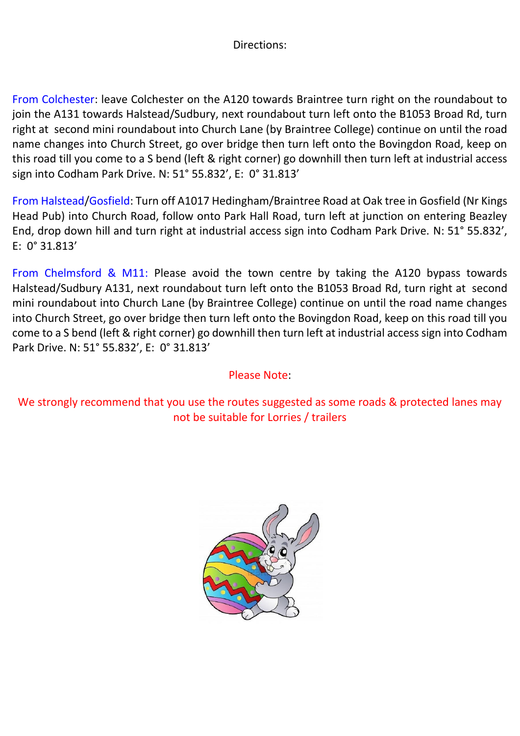Directions:

From Colchester: leave Colchester on the A120 towards Braintree turn right on the roundabout to join the A131 towards Halstead/Sudbury, next roundabout turn left onto the B1053 Broad Rd, turn right at second mini roundabout into Church Lane (by Braintree College) continue on until the road name changes into Church Street, go over bridge then turn left onto the Bovingdon Road, keep on this road till you come to a S bend (left & right corner) go downhill then turn left at industrial access sign into Codham Park Drive. N: 51° 55.832', E: 0° 31.813'

From Halstead/Gosfield: Turn off A1017 Hedingham/Braintree Road at Oak tree in Gosfield (Nr Kings Head Pub) into Church Road, follow onto Park Hall Road, turn left at junction on entering Beazley End, drop down hill and turn right at industrial access sign into Codham Park Drive. N: 51° 55.832', E: 0° 31.813'

From Chelmsford & M11: Please avoid the town centre by taking the A120 bypass towards Halstead/Sudbury A131, next roundabout turn left onto the B1053 Broad Rd, turn right at second mini roundabout into Church Lane (by Braintree College) continue on until the road name changes into Church Street, go over bridge then turn left onto the Bovingdon Road, keep on this road till you come to a S bend (left & right corner) go downhill then turn left at industrial access sign into Codham Park Drive. N: 51° 55.832', E: 0° 31.813'

Please Note:

We strongly recommend that you use the routes suggested as some roads & protected lanes may not be suitable for Lorries / trailers